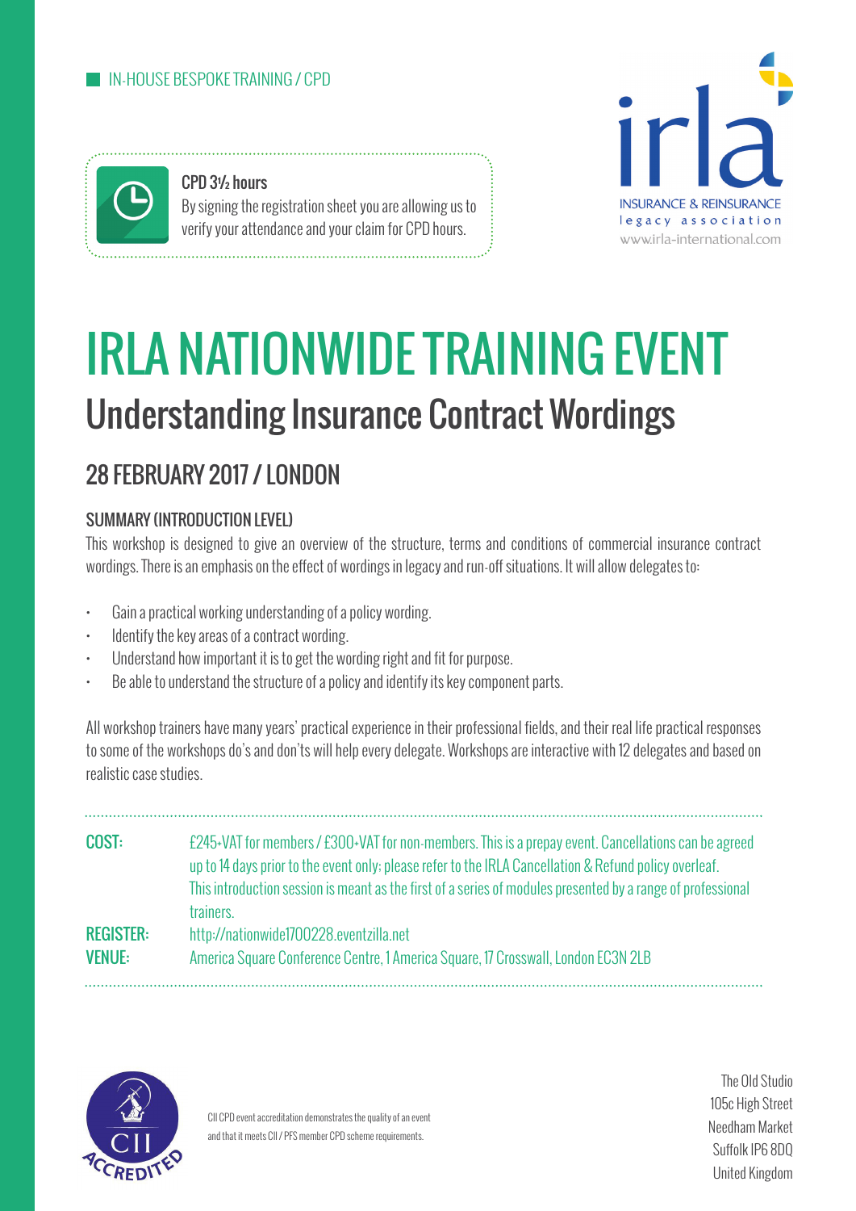IN-HOUSE BESPOKE TRAINING / CPD

**CPD 3½ hours**
By signing the registration sheet you are allowing us to verify your attendance and your claim for CPD hours.

irla
INSURANCE & REINSURANCE
legacy association
www.irla-international.com

# IRLA NATIONWIDE TRAINING EVENT

## Understanding Insurance Contract Wordings

## 28 FEBRUARY 2017 / LONDON

### SUMMARY (INTRODUCTION LEVEL)

This workshop is designed to give an overview of the structure, terms and conditions of commercial insurance contract wordings. There is an emphasis on the effect of wordings in legacy and run-off situations. It will allow delegates to:

- Gain a practical working understanding of a policy wording.
- Identify the key areas of a contract wording.
- Understand how important it is to get the wording right and fit for purpose.
- Be able to understand the structure of a policy and identify its key component parts.

All workshop trainers have many years' practical experience in their professional fields, and their real life practical responses to some of the workshops do's and don'ts will help every delegate. Workshops are interactive with 12 delegates and based on realistic case studies.

**COST:** £245+VAT for members / £300+VAT for non-members. This is a prepay event. Cancellations can be agreed up to 14 days prior to the event only; please refer to the IRLA Cancellation & Refund policy overleaf. This introduction session is meant as the first of a series of modules presented by a range of professional trainers.

**REGISTER:** http://nationwide1700228.eventzilla.net

**VENUE:** America Square Conference Centre, 1 America Square, 17 Crosswall, London EC3N 2LB

CII ACCREDITED

CII CPD event accreditation demonstrates the quality of an event and that it meets CII / PFS member CPD scheme requirements.

The Old Studio
105c High Street
Needham Market
Suffolk IP6 8DQ
United Kingdom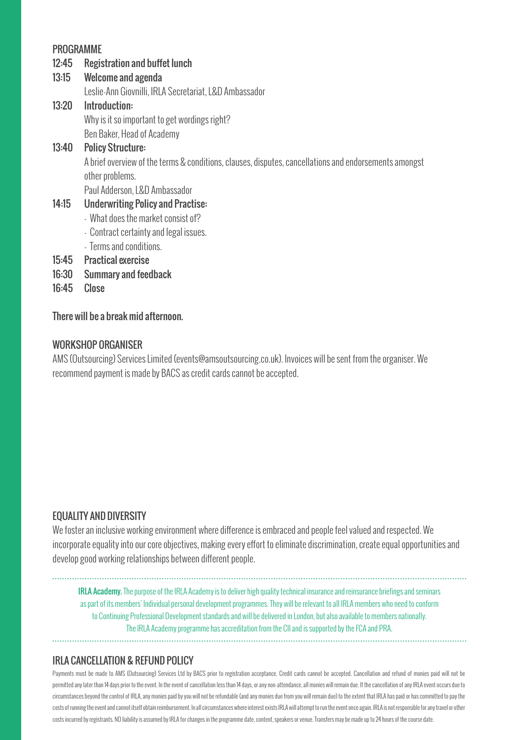## PROGRAMME

**12:45 Registration and buffet lunch**

**13:15 Welcome and agenda**
Leslie-Ann Giovnilli, IRLA Secretariat, L&D Ambassador

**13:20 Introduction:**
Why is it so important to get wordings right?
Ben Baker, Head of Academy

**13:40 Policy Structure:**
A brief overview of the terms & conditions, clauses, disputes, cancellations and endorsements amongst other problems.
Paul Adderson, L&D Ambassador

**14:15 Underwriting Policy and Practise:**
- What does the market consist of?
- Contract certainty and legal issues.
- Terms and conditions.

**15:45 Practical exercise**

**16:30 Summary and feedback**

**16:45 Close**

**There will be a break mid afternoon.**

## WORKSHOP ORGANISER

AMS (Outsourcing) Services Limited (events@amsoutsourcing.co.uk). Invoices will be sent from the organiser. We recommend payment is made by BACS as credit cards cannot be accepted.

## EQUALITY AND DIVERSITY

We foster an inclusive working environment where difference is embraced and people feel valued and respected. We incorporate equality into our core objectives, making every effort to eliminate discrimination, create equal opportunities and develop good working relationships between different people.

**IRLA Academy.** The purpose of the IRLA Academy is to deliver high quality technical insurance and reinsurance briefings and seminars as part of its members' Individual personal development programmes. They will be relevant to all IRLA members who need to conform to Continuing Professional Development standards and will be delivered in London, but also available to members nationally. The IRLA Academy programme has accreditation from the CII and is supported by the FCA and PRA.

## IRLA CANCELLATION & REFUND POLICY

Payments must be made to AMS (Outsourcing) Services Ltd by BACS prior to registration acceptance. Credit cards cannot be accepted. Cancellation and refund of monies paid will not be permitted any later than 14 days prior to the event. In the event of cancellation less than 14 days, or any non-attendance, all monies will remain due. If the cancellation of any IRLA event occurs due to circumstances beyond the control of IRLA, any monies paid by you will not be refundable (and any monies due from you will remain due) to the extent that IRLA has paid or has committed to pay the costs of running the event and cannot itself obtain reimbursement. In all circumstances where interest exists IRLA will attempt to run the event once again. IRLA is not responsible for any travel or other costs incurred by registrants. NO liability is assumed by IRLA for changes in the programme date, content, speakers or venue. Transfers may be made up to 24 hours of the course date.